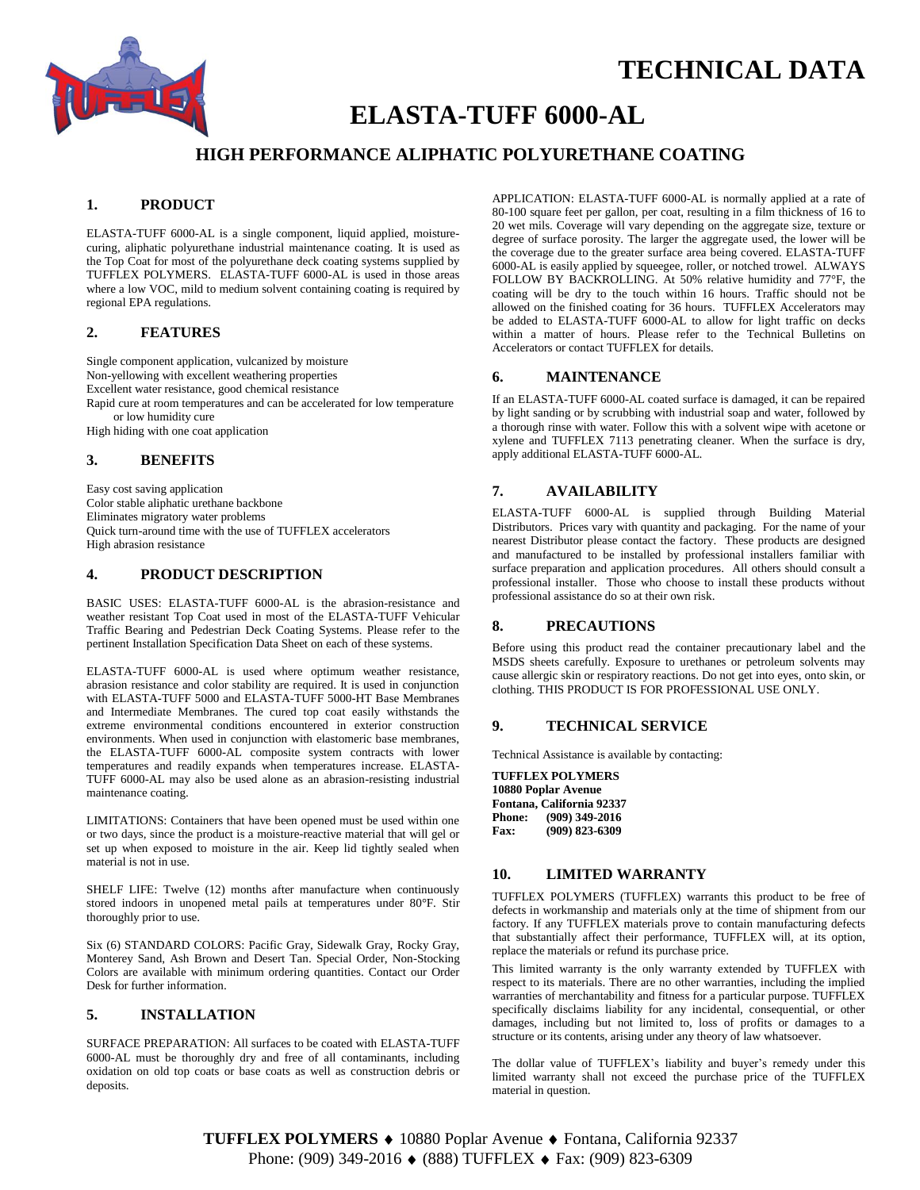# TECHNICAL DATA

# ELASTA-TUFF 6000-AL

## HIGH PERFORMANCE ALIPHATIC POLYURETHANE COATING

### 1. PRODUCT

ELASTA-TUFF 6000-AL is a single component, liquid applied, moisture-curing, aliphatic polyurethane industrial maintenance coating. It is used as the Top Coat for most of the polyurethane deck coating systems supplied by TUFFLEX POLYMERS. ELASTA-TUFF 6000-AL is used in those areas where a low VOC, mild to medium solvent containing coating is required by regional EPA regulations.

### 2. FEATURES

Single component application, vulcanized by moisture
Non-yellowing with excellent weathering properties
Excellent water resistance, good chemical resistance
Rapid cure at room temperatures and can be accelerated for low temperature or low humidity cure
High hiding with one coat application

### 3. BENEFITS

Easy cost saving application
Color stable aliphatic urethane backbone
Eliminates migratory water problems
Quick turn-around time with the use of TUFFLEX accelerators
High abrasion resistance

### 4. PRODUCT DESCRIPTION

BASIC USES: ELASTA-TUFF 6000-AL is the abrasion-resistance and weather resistant Top Coat used in most of the ELASTA-TUFF Vehicular Traffic Bearing and Pedestrian Deck Coating Systems. Please refer to the pertinent Installation Specification Data Sheet on each of these systems.

ELASTA-TUFF 6000-AL is used where optimum weather resistance, abrasion resistance and color stability are required. It is used in conjunction with ELASTA-TUFF 5000 and ELASTA-TUFF 5000-HT Base Membranes and Intermediate Membranes. The cured top coat easily withstands the extreme environmental conditions encountered in exterior construction environments. When used in conjunction with elastomeric base membranes, the ELASTA-TUFF 6000-AL composite system contracts with lower temperatures and readily expands when temperatures increase. ELASTA-TUFF 6000-AL may also be used alone as an abrasion-resisting industrial maintenance coating.

LIMITATIONS: Containers that have been opened must be used within one or two days, since the product is a moisture-reactive material that will gel or set up when exposed to moisture in the air. Keep lid tightly sealed when material is not in use.

SHELF LIFE: Twelve (12) months after manufacture when continuously stored indoors in unopened metal pails at temperatures under 80°F. Stir thoroughly prior to use.

Six (6) STANDARD COLORS: Pacific Gray, Sidewalk Gray, Rocky Gray, Monterey Sand, Ash Brown and Desert Tan. Special Order, Non-Stocking Colors are available with minimum ordering quantities. Contact our Order Desk for further information.

### 5. INSTALLATION

SURFACE PREPARATION: All surfaces to be coated with ELASTA-TUFF 6000-AL must be thoroughly dry and free of all contaminants, including oxidation on old top coats or base coats as well as construction debris or deposits.

APPLICATION: ELASTA-TUFF 6000-AL is normally applied at a rate of 80-100 square feet per gallon, per coat, resulting in a film thickness of 16 to 20 wet mils. Coverage will vary depending on the aggregate size, texture or degree of surface porosity. The larger the aggregate used, the lower will be the coverage due to the greater surface area being covered. ELASTA-TUFF 6000-AL is easily applied by squeegee, roller, or notched trowel. ALWAYS FOLLOW BY BACKROLLING. At 50% relative humidity and 77°F, the coating will be dry to the touch within 16 hours. Traffic should not be allowed on the finished coating for 36 hours. TUFFLEX Accelerators may be added to ELASTA-TUFF 6000-AL to allow for light traffic on decks within a matter of hours. Please refer to the Technical Bulletins on Accelerators or contact TUFFLEX for details.

### 6. MAINTENANCE

If an ELASTA-TUFF 6000-AL coated surface is damaged, it can be repaired by light sanding or by scrubbing with industrial soap and water, followed by a thorough rinse with water. Follow this with a solvent wipe with acetone or xylene and TUFFLEX 7113 penetrating cleaner. When the surface is dry, apply additional ELASTA-TUFF 6000-AL.

### 7. AVAILABILITY

ELASTA-TUFF 6000-AL is supplied through Building Material Distributors. Prices vary with quantity and packaging. For the name of your nearest Distributor please contact the factory. These products are designed and manufactured to be installed by professional installers familiar with surface preparation and application procedures. All others should consult a professional installer. Those who choose to install these products without professional assistance do so at their own risk.

### 8. PRECAUTIONS

Before using this product read the container precautionary label and the MSDS sheets carefully. Exposure to urethanes or petroleum solvents may cause allergic skin or respiratory reactions. Do not get into eyes, onto skin, or clothing. THIS PRODUCT IS FOR PROFESSIONAL USE ONLY.

### 9. TECHNICAL SERVICE

Technical Assistance is available by contacting:

**TUFFLEX POLYMERS**
**10880 Poplar Avenue**
**Fontana, California 92337**
**Phone: (909) 349-2016**
**Fax: (909) 823-6309**

### 10. LIMITED WARRANTY

TUFFLEX POLYMERS (TUFFLEX) warrants this product to be free of defects in workmanship and materials only at the time of shipment from our factory. If any TUFFLEX materials prove to contain manufacturing defects that substantially affect their performance, TUFFLEX will, at its option, replace the materials or refund its purchase price.

This limited warranty is the only warranty extended by TUFFLEX with respect to its materials. There are no other warranties, including the implied warranties of merchantability and fitness for a particular purpose. TUFFLEX specifically disclaims liability for any incidental, consequential, or other damages, including but not limited to, loss of profits or damages to a structure or its contents, arising under any theory of law whatsoever.

The dollar value of TUFFLEX's liability and buyer's remedy under this limited warranty shall not exceed the purchase price of the TUFFLEX material in question.

**TUFFLEX POLYMERS** ♦ 10880 Poplar Avenue ♦ Fontana, California 92337
Phone: (909) 349-2016 ♦ (888) TUFFLEX ♦ Fax: (909) 823-6309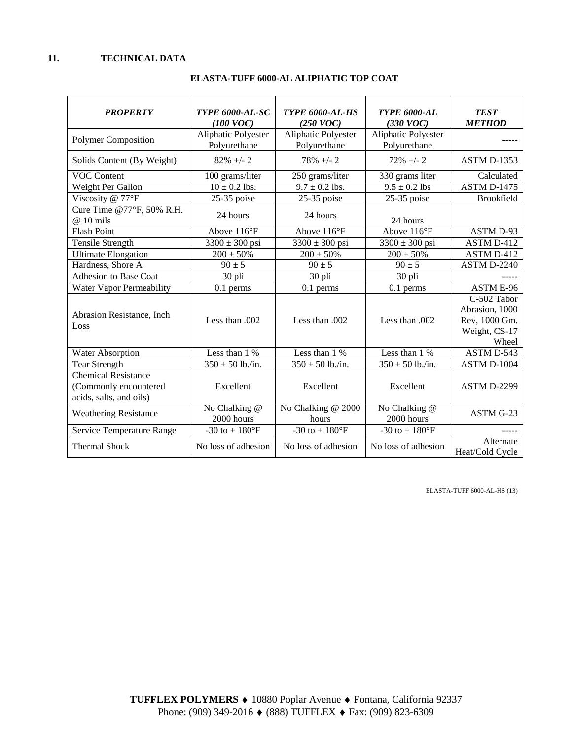## 11. TECHNICAL DATA

### ELASTA-TUFF 6000-AL ALIPHATIC TOP COAT

| ***PROPERTY*** | ***TYPE 6000-AL-SC (100 VOC)*** | ***TYPE 6000-AL-HS (250 VOC)*** | ***TYPE 6000-AL (330 VOC)*** | ***TEST METHOD*** |
|---|---|---|---|---|
| Polymer Composition | Aliphatic Polyester Polyurethane | Aliphatic Polyester Polyurethane | Aliphatic Polyester Polyurethane | ----- |
| Solids Content (By Weight) | 82% +/- 2 | 78% +/- 2 | 72% +/- 2 | ASTM D-1353 |
| VOC Content | 100 grams/liter | 250 grams/liter | 330 grams liter | Calculated |
| Weight Per Gallon | 10 ± 0.2 lbs. | 9.7 ± 0.2 lbs. | 9.5 ± 0.2 lbs | ASTM D-1475 |
| Viscosity @ 77°F | 25-35 poise | 25-35 poise | 25-35 poise | Brookfield |
| Cure Time @77°F, 50% R.H. @ 10 mils | 24 hours | 24 hours | 24 hours | |
| Flash Point | Above 116°F | Above 116°F | Above 116°F | ASTM D-93 |
| Tensile Strength | 3300 ± 300 psi | 3300 ± 300 psi | 3300 ± 300 psi | ASTM D-412 |
| Ultimate Elongation | 200 ± 50% | 200 ± 50% | 200 ± 50% | ASTM D-412 |
| Hardness, Shore A | 90 ± 5 | 90 ± 5 | 90 ± 5 | ASTM D-2240 |
| Adhesion to Base Coat | 30 pli | 30 pli | 30 pli | ----- |
| Water Vapor Permeability | 0.1 perms | 0.1 perms | 0.1 perms | ASTM E-96 |
| Abrasion Resistance, Inch Loss | Less than .002 | Less than .002 | Less than .002 | C-502 Tabor Abrasion, 1000 Rev, 1000 Gm. Weight, CS-17 Wheel |
| Water Absorption | Less than 1 % | Less than 1 % | Less than 1 % | ASTM D-543 |
| Tear Strength | 350 ± 50 lb./in. | 350 ± 50 lb./in. | 350 ± 50 lb./in. | ASTM D-1004 |
| Chemical Resistance (Commonly encountered acids, salts, and oils) | Excellent | Excellent | Excellent | ASTM D-2299 |
| Weathering Resistance | No Chalking @ 2000 hours | No Chalking @ 2000 hours | No Chalking @ 2000 hours | ASTM G-23 |
| Service Temperature Range | -30 to + 180°F | -30 to + 180°F | -30 to + 180°F | ----- |
| Thermal Shock | No loss of adhesion | No loss of adhesion | No loss of adhesion | Alternate Heat/Cold Cycle |

ELASTA-TUFF 6000-AL-HS (13)

**TUFFLEX POLYMERS** ♦ 10880 Poplar Avenue ♦ Fontana, California 92337
Phone: (909) 349-2016 ♦ (888) TUFFLEX ♦ Fax: (909) 823-6309